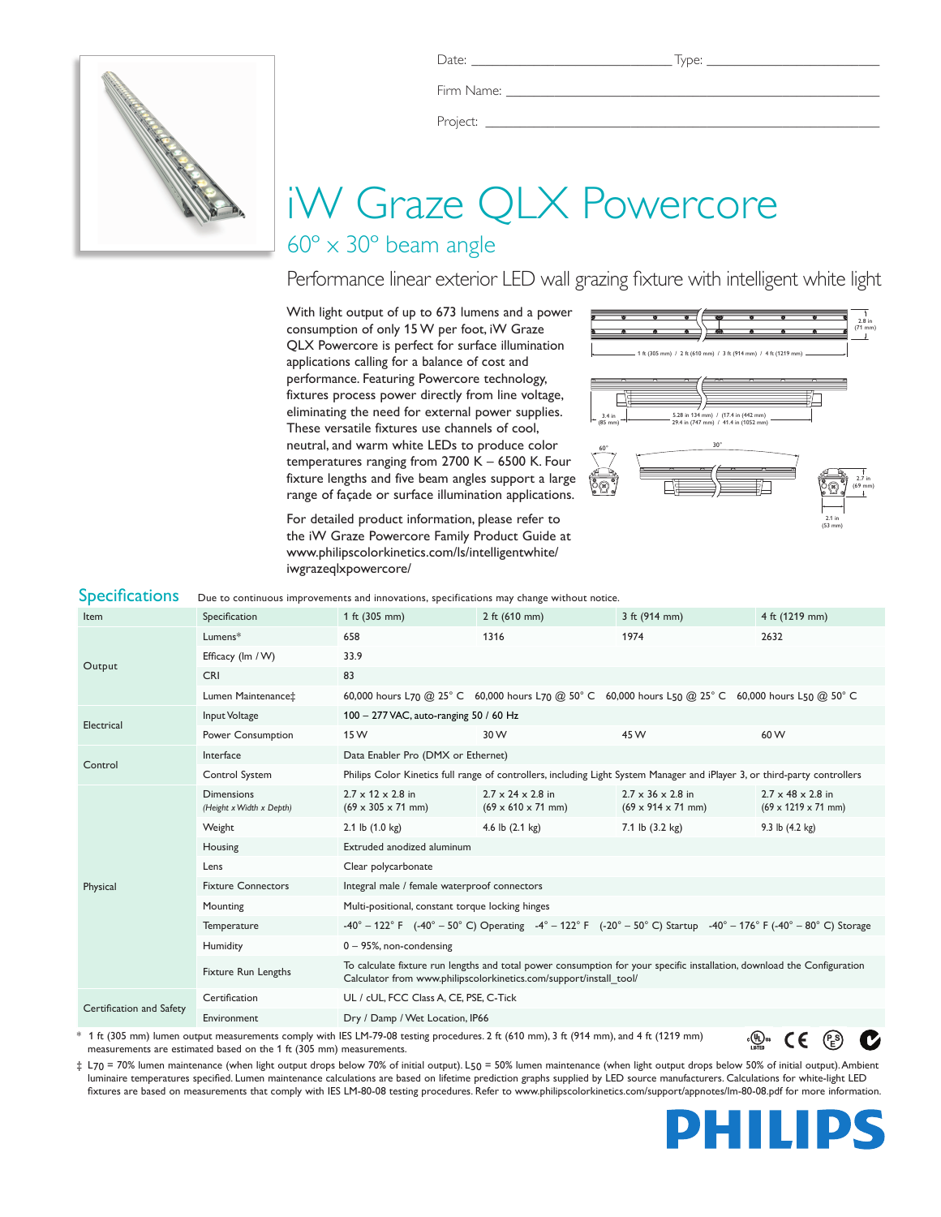Date: _______________ Type: _______________

Firm Name: _______________

Project: _______________

# iW Graze QLX Powercore

## 60° x 30° beam angle

### Performance linear exterior LED wall grazing fixture with intelligent white light

With light output of up to 673 lumens and a power consumption of only 15 W per foot, iW Graze QLX Powercore is perfect for surface illumination applications calling for a balance of cost and performance. Featuring Powercore technology, fixtures process power directly from line voltage, eliminating the need for external power supplies. These versatile fixtures use channels of cool, neutral, and warm white LEDs to produce color temperatures ranging from 2700 K – 6500 K. Four fixture lengths and five beam angles support a large range of façade or surface illumination applications.

For detailed product information, please refer to the iW Graze Powercore Family Product Guide at www.philipscolorkinetics.com/ls/intelligentwhite/iwgrazeqlxpowercore/

2.8 in (71 mm)

1 ft (305 mm) / 2 ft (610 mm) / 3 ft (914 mm) / 4 ft (1219 mm)

3.4 in (85 mm)

5.28 in 134 mm) / (17.4 in (442 mm)
29.4 in (747 mm) / 41.4 in (1052 mm)

60°

30°

2.7 in (69 mm)

2.1 in (53 mm)

## Specifications

Due to continuous improvements and innovations, specifications may change without notice.

| Item | Specification | 1 ft (305 mm) | 2 ft (610 mm) | 3 ft (914 mm) | 4 ft (1219 mm) |
|---|---|---|---|---|---|
| Output | Lumens* | 658 | 1316 | 1974 | 2632 |
| | Efficacy (lm / W) | 33.9 | | | |
| | CRI | 83 | | | |
| | Lumen Maintenance‡ | 60,000 hours $L_{70}$ @ 25° C | 60,000 hours $L_{70}$ @ 50° C | 60,000 hours $L_{50}$ @ 25° C | 60,000 hours $L_{50}$ @ 50° C |
| Electrical | Input Voltage | 100 – 277 VAC, auto-ranging 50 / 60 Hz | | | |
| | Power Consumption | 15 W | 30 W | 45 W | 60 W |
| Control | Interface | Data Enabler Pro (DMX or Ethernet) | | | |
| | Control System | Philips Color Kinetics full range of controllers, including Light System Manager and iPlayer 3, or third-party controllers | | | |
| Physical | Dimensions *(Height x Width x Depth)* | 2.7 x 12 x 2.8 in (69 x 305 x 71 mm) | 2.7 x 24 x 2.8 in (69 x 610 x 71 mm) | 2.7 x 36 x 2.8 in (69 x 914 x 71 mm) | 2.7 x 48 x 2.8 in (69 x 1219 x 71 mm) |
| | Weight | 2.1 lb (1.0 kg) | 4.6 lb (2.1 kg) | 7.1 lb (3.2 kg) | 9.3 lb (4.2 kg) |
| | Housing | Extruded anodized aluminum | | | |
| | Lens | Clear polycarbonate | | | |
| | Fixture Connectors | Integral male / female waterproof connectors | | | |
| | Mounting | Multi-positional, constant torque locking hinges | | | |
| | Temperature | -40° – 122° F (-40° – 50° C) Operating -4° – 122° F (-20° – 50° C) Startup -40° – 176° F (-40° – 80° C) Storage | | | |
| | Humidity | 0 – 95%, non-condensing | | | |
| | Fixture Run Lengths | To calculate fixture run lengths and total power consumption for your specific installation, download the Configuration Calculator from www.philipscolorkinetics.com/support/install_tool/ | | | |
| Certification and Safety | Certification | UL / cUL, FCC Class A, CE, PSE, C-Tick | | | |
| | Environment | Dry / Damp / Wet Location, IP66 | | | |

\* 1 ft (305 mm) lumen output measurements comply with IES LM-79-08 testing procedures. 2 ft (610 mm), 3 ft (914 mm), and 4 ft (1219 mm) measurements are estimated based on the 1 ft (305 mm) measurements.

‡ $L_{70}$ = 70% lumen maintenance (when light output drops below 70% of initial output). $L_{50}$ = 50% lumen maintenance (when light output drops below 50% of initial output). Ambient luminaire temperatures specified. Lumen maintenance calculations are based on lifetime prediction graphs supplied by LED source manufacturers. Calculations for white-light LED fixtures are based on measurements that comply with IES LM-80-08 testing procedures. Refer to www.philipscolorkinetics.com/support/appnotes/lm-80-08.pdf for more information.

PHILIPS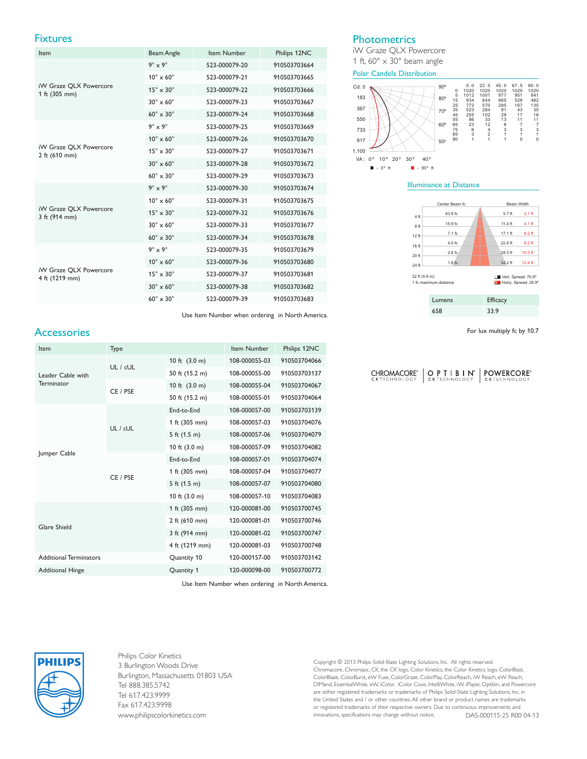## Fixtures

| Item | Beam Angle | Item Number | Philips 12NC |
|---|---|---|---|
| iW Graze QLX Powercore 1 ft (305 mm) | 9° x 9° | 523-000079-20 | 910503703664 |
| | 10° x 60° | 523-000079-21 | 910503703665 |
| | 15° x 30° | 523-000079-22 | 910503703666 |
| | 30° x 60° | 523-000079-23 | 910503703667 |
| | 60° x 30° | 523-000079-24 | 910503703668 |
| iW Graze QLX Powercore 2 ft (610 mm) | 9° x 9° | 523-000079-25 | 910503703669 |
| | 10° x 60° | 523-000079-26 | 910503703670 |
| | 15° x 30° | 523-000079-27 | 910503703671 |
| | 30° x 60° | 523-000079-28 | 910503703672 |
| | 60° x 30° | 523-000079-29 | 910503703673 |
| iW Graze QLX Powercore 3 ft (914 mm) | 9° x 9° | 523-000079-30 | 910503703674 |
| | 10° x 60° | 523-000079-31 | 910503703675 |
| | 15° x 30° | 523-000079-32 | 910503703676 |
| | 30° x 60° | 523-000079-33 | 910503703677 |
| | 60° x 30° | 523-000079-34 | 910503703678 |
| iW Graze QLX Powercore 4 ft (1219 mm) | 9° x 9° | 523-000079-35 | 910503703679 |
| | 10° x 60° | 523-000079-36 | 910503703680 |
| | 15° x 30° | 523-000079-37 | 910503703681 |
| | 30° x 60° | 523-000079-38 | 910503703682 |
| | 60° x 30° | 523-000079-39 | 910503703683 |

Use Item Number when ordering in North America.

## Accessories

| Item | Type | | Item Number | Philips 12NC |
|---|---|---|---|---|
| Leader Cable with Terminator | UL / cUL | 10 ft (3.0 m) | 108-000055-03 | 910503704066 |
| | | 50 ft (15.2 m) | 108-000055-00 | 910503703137 |
| | CE / PSE | 10 ft (3.0 m) | 108-000055-04 | 910503704067 |
| | | 50 ft (15.2 m) | 108-000055-01 | 910503704064 |
| Jumper Cable | UL / cUL | End-to-End | 108-000057-00 | 910503703139 |
| | | 1 ft (305 mm) | 108-000057-03 | 910503704076 |
| | | 5 ft (1.5 m) | 108-000057-06 | 910503704079 |
| | | 10 ft (3.0 m) | 108-000057-09 | 910503704082 |
| | CE / PSE | End-to-End | 108-000057-01 | 910503704074 |
| | | 1 ft (305 mm) | 108-000057-04 | 910503704077 |
| | | 5 ft (1.5 m) | 108-000057-07 | 910503704080 |
| | | 10 ft (3.0 m) | 108-000057-10 | 910503704083 |
| Glare Shield | | 1 ft (305 mm) | 120-000081-00 | 910503700745 |
| | | 2 ft (610 mm) | 120-000081-01 | 910503700746 |
| | | 3 ft (914 mm) | 120-000081-02 | 910503700747 |
| | | 4 ft (1219 mm) | 120-000081-03 | 910503700748 |
| Additional Terminators | | Quantity 10 | 120-000157-00 | 910503703142 |
| Additional Hinge | | Quantity 1 | 120-000098-00 | 910503700772 |

Use Item Number when ordering in North America.

## Photometrics

iW Graze QLX Powercore
1 ft, 60° x 30° beam angle

### Polar Candela Distribution

Cd: 0
183
367
550
733
917
1,100
VA: 0° 10° 20° 30° 40° 50° 60° 70° 80° 90°
■ - 0° H ■ - 90° H

| | 0.0 | 22.5 | 45.0 | 67.5 | 90.0 |
|---|---|---|---|---|---|
| 0 | 1020 | 1020 | 1020 | 1020 | 1020 |
| 5 | 1012 | 1001 | 977 | 951 | 941 |
| 15 | 934 | 844 | 665 | 529 | 482 |
| 25 | 772 | 570 | 295 | 167 | 135 |
| 35 | 523 | 284 | 91 | 43 | 35 |
| 45 | 255 | 102 | 29 | 17 | 16 |
| 55 | 86 | 33 | 13 | 11 | 11 |
| 65 | 23 | 12 | 8 | 7 | 7 |
| 75 | 6 | 4 | 3 | 3 | 3 |
| 85 | 3 | 2 | 1 | 1 | 1 |
| 90 | 1 | 1 | 1 | 0 | 0 |

### Illuminance at Distance

Center Beam fc — Beam Width

4 ft: 63.8 fc — 5.7 ft, 2.1 ft
8 ft: 15.9 fc — 11.4 ft, 4.1 ft
12 ft: 7.1 fc — 17.1 ft, 6.2 ft
16 ft: 4.0 fc — 22.8 ft, 8.2 ft
20 ft: 2.6 fc — 28.5 ft, 10.3 ft
24 ft: 1.8 fc — 34.2 ft, 12.4 ft

32 ft (9.8 m)
1 fc maximum distance

Vert. Spread: 70.9°
Horiz. Spread: 28.9°

| Lumens | Efficacy |
|---|---|
| 658 | 33.9 |

For lux multiply fc by 10.7

CHROMACORE® CK TECHNOLOGY | OPTIBIN® CK TECHNOLOGY | POWERCORE® CK TECHNOLOGY

PHILIPS

Philips Color Kinetics
3 Burlington Woods Drive
Burlington, Massachusetts 01803 USA
Tel 888.385.5742
Tel 617.423.9999
Fax 617.423.9998
www.philipscolorkinetics.com

Copyright © 2013 Philips Solid-State Lighting Solutions, Inc. All rights reserved. Chromacore, Chromasic, CK, the CK logo, Color Kinetics, the Color Kinetics logo, ColorBlast, ColorBlaze, ColorBurst, eW Fuse, ColorGraze, ColorPlay, ColorReach, iW Reach, eW Reach, DIMand, EssentialWhite, eW, iColor, iColor Cove, IntelliWhite, iW, iPlayer, Optibin, and Powercore are either registered trademarks or trademarks of Philips Solid-State Lighting Solutions, Inc. in the United States and / or other countries. All other brand or product names are trademarks or registered trademarks of their respective owners. Due to continuous improvements and innovations, specifications may change without notice.

DAS-000115-25 R00 04-13